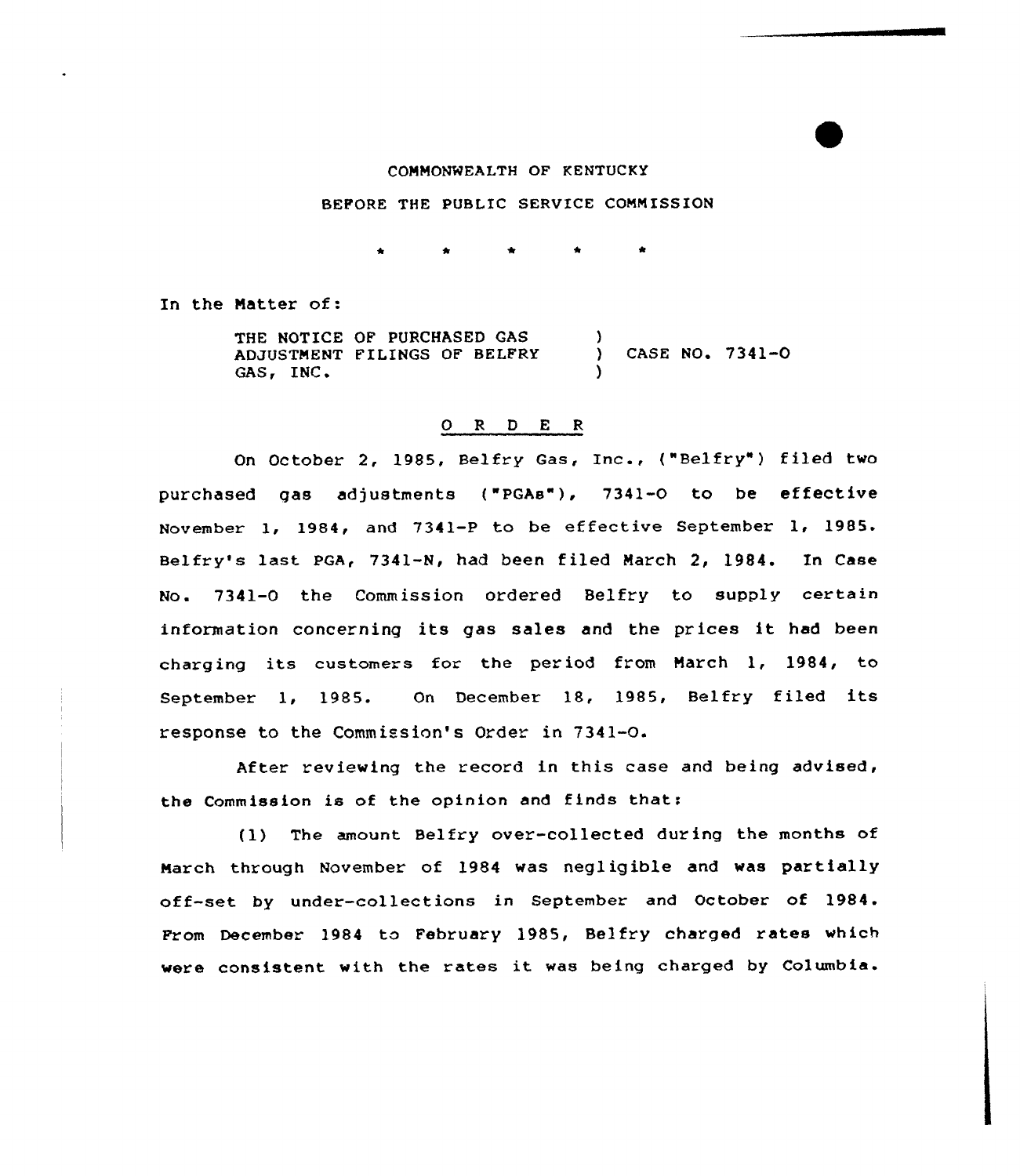COMMONWEALTH OF KENTUCKY

BEFORE THE PUBLIC SERVICE COMMISSION

\* \* \* \* \*

In the Matter of:

| | | |
|---|---|---|
| THE NOTICE OF PURCHASED GAS ADJUSTMENT FILINGS OF BELFRY GAS, INC. | ) | CASE NO. 7341-O |

O R D E R

On October 2, 1985, Belfry Gas, Inc., ("Belfry") filed two purchased gas adjustments ("PGAs"), 7341-O to be effective November 1, 1984, and 7341-P to be effective September 1, 1985. Belfry's last PGA, 7341-N, had been filed March 2, 1984. In Case No. 7341-O the Commission ordered Belfry to supply certain information concerning its gas sales and the prices it had been charging its customers for the period from March 1, 1984, to September 1, 1985. On December 18, 1985, Belfry filed its response to the Commission's Order in 7341-O.

After reviewing the record in this case and being advised, the Commission is of the opinion and finds that:

(1) The amount Belfry over-collected during the months of March through November of 1984 was negligible and was partially off-set by under-collections in September and October of 1984. From December 1984 to February 1985, Belfry charged rates which were consistent with the rates it was being charged by Columbia.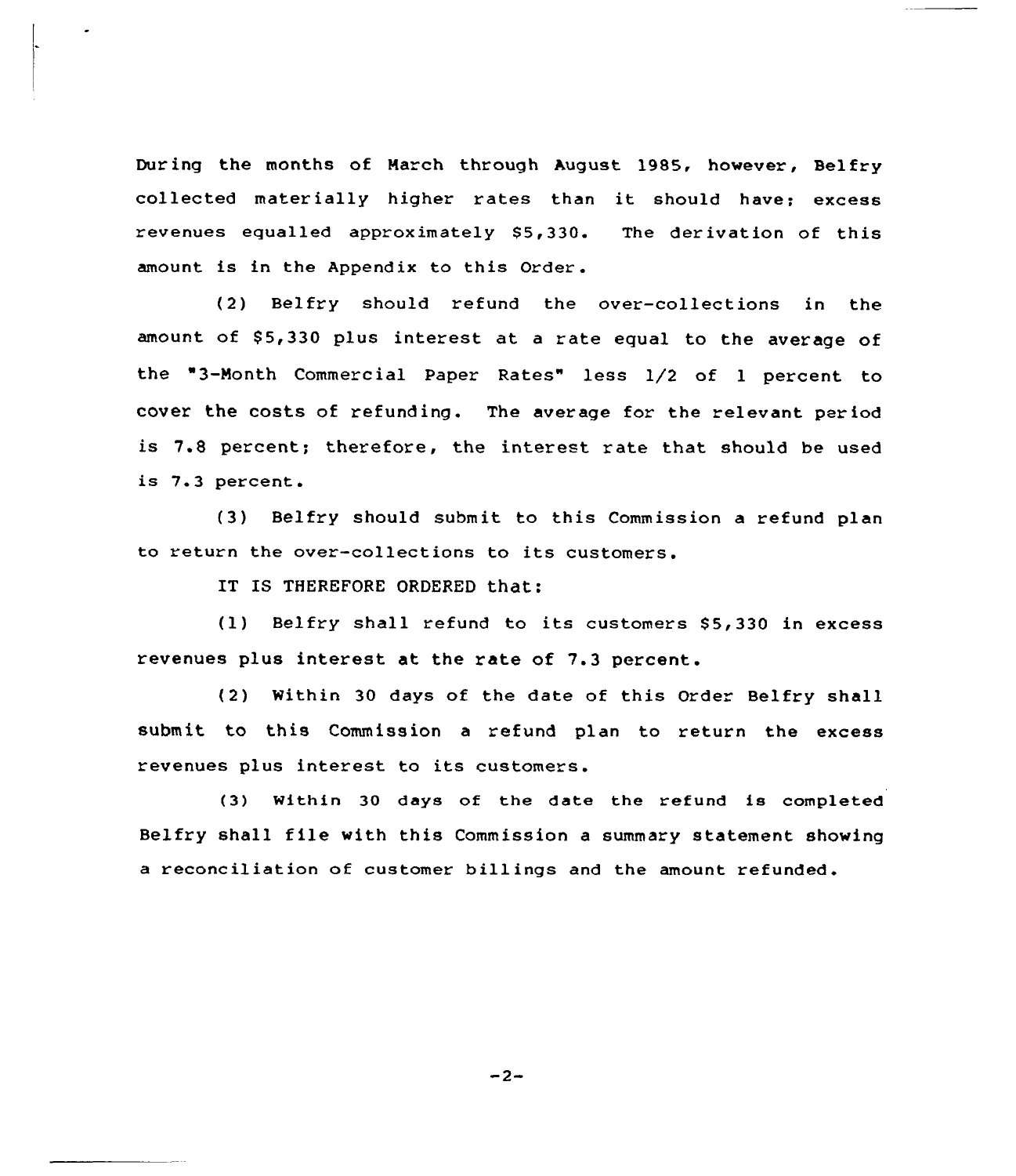During the months of March through August 1985, however, Belfry collected materially higher rates than it should have; excess revenues equalled approximately $5,330. The derivation of this amount is in the Appendix to this Order.

(2) Belfry should refund the over-collections in the amount of $5,330 plus interest at a rate equal to the average of the "3-Month Commercial Paper Rates" less 1/2 of 1 percent to cover the costs of refunding. The average for the relevant period is 7.8 percent; therefore, the interest rate that should be used is 7.3 percent.

(3) Belfry should submit to this Commission a refund plan to return the over-collections to its customers.

IT IS THEREFORE ORDERED that:

(1) Belfry shall refund to its customers $5,330 in excess revenues plus interest at the rate of 7.3 percent.

(2) Within 30 days of the date of this Order Belfry shall submit to this Commission a refund plan to return the excess revenues plus interest to its customers.

(3) Within 30 days of the date the refund is completed Belfry shall file with this Commission a summary statement showing a reconciliation of customer billings and the amount refunded.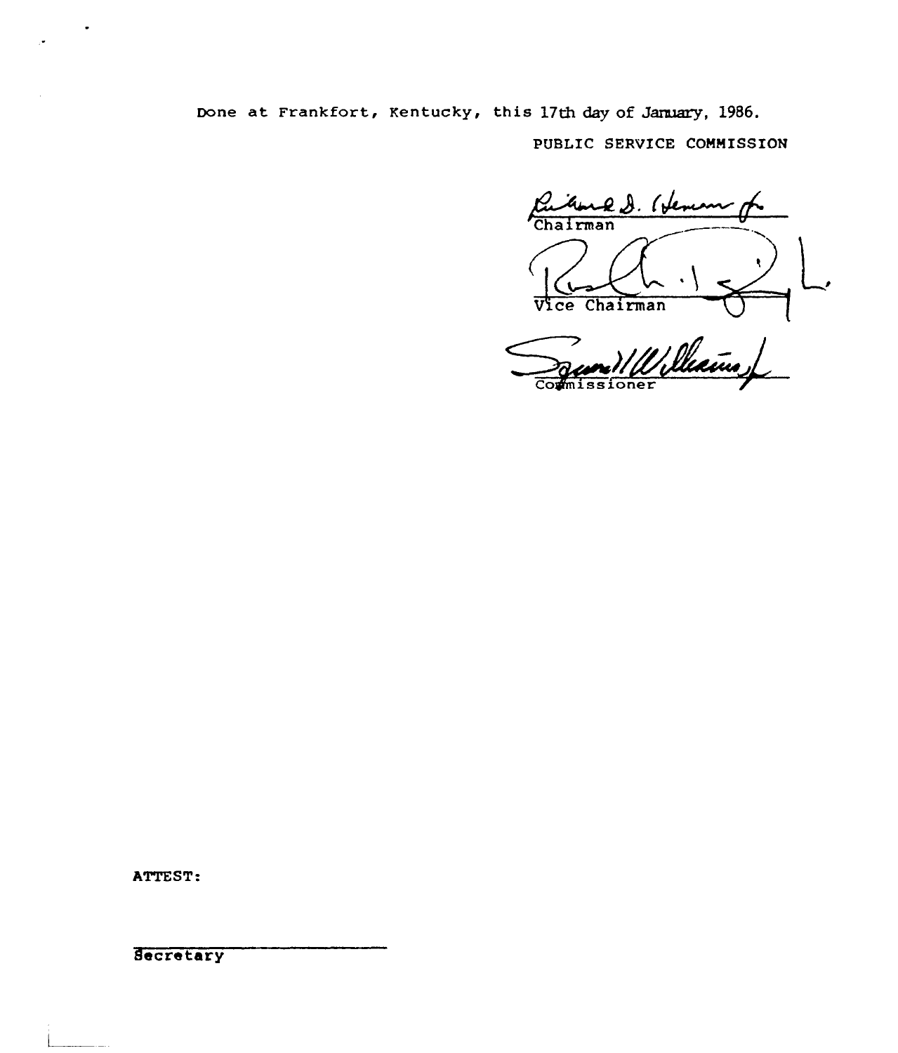Done at Frankfort, Kentucky, this 17th day of January, 1986.

PUBLIC SERVICE COMMISSION

Chairman

Vice Chairman

Commissioner

ATTEST:

Secretary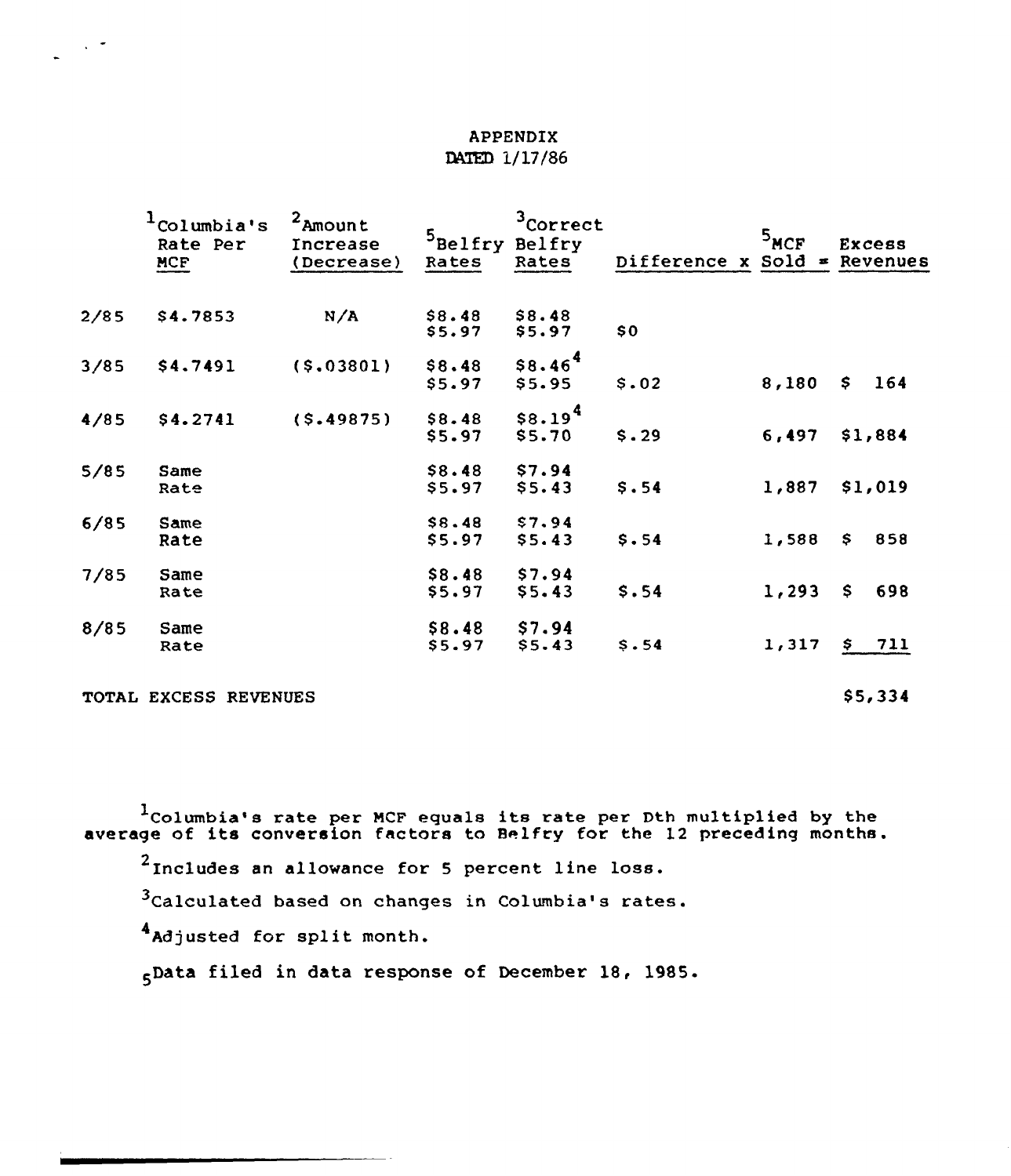# APPENDIX
DATED 1/17/86

| | Columbia's Rate Per MCF[1] | Amount Increase (Decrease)[2] | Belfry Rates[5] | Correct Belfry Rates[3] | Difference x | MCF Sold[5] = | Excess Revenues |
|---|---|---|---|---|---|---|---|
| 2/85 | $4.7853 | N/A | $8.48<br>$5.97 | $8.48<br>$5.97 | $0 | | |
| 3/85 | $4.7491 | ($.03801) | $8.48<br>$5.97 | $8.46[4]<br>$5.95 | $.02 | 8,180 | $ 164 |
| 4/85 | $4.2741 | ($.49875) | $8.48<br>$5.97 | $8.19[4]<br>$5.70 | $.29 | 6,497 | $1,884 |
| 5/85 | Same Rate | | $8.48<br>$5.97 | $7.94<br>$5.43 | $.54 | 1,887 | $1,019 |
| 6/85 | Same Rate | | $8.48<br>$5.97 | $7.94<br>$5.43 | $.54 | 1,588 | $ 858 |
| 7/85 | Same Rate | | $8.48<br>$5.97 | $7.94<br>$5.43 | $.54 | 1,293 | $ 698 |
| 8/85 | Same Rate | | $8.48<br>$5.97 | $7.94<br>$5.43 | $.54 | 1,317 | $ 711 |
| TOTAL EXCESS REVENUES | | | | | | | $5,334 |

[1]Columbia's rate per MCF equals its rate per Dth multiplied by the average of its conversion factors to Belfry for the 12 preceding months.

[2]Includes an allowance for 5 percent line loss.

[3]Calculated based on changes in Columbia's rates.

[4]Adjusted for split month.

[5]Data filed in data response of December 18, 1985.